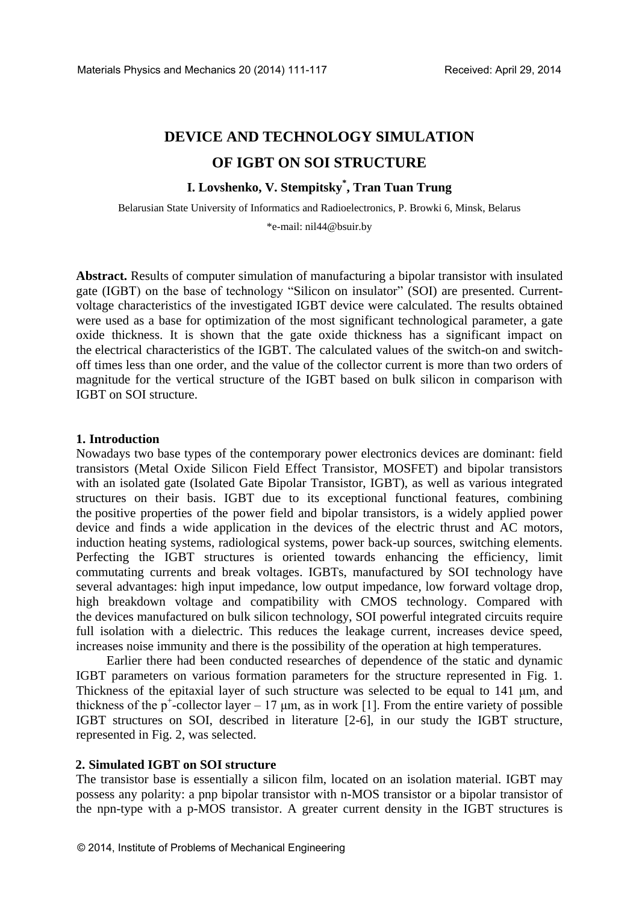# DEVICE AND TECHNOLOGY SIMULATION OF IGBT ON SOI STRUCTURE

**I. Lovshenko, V. Stempitsky*, Tran Tuan Trung**

Belarusian State University of Informatics and Radioelectronics, P. Browki 6, Minsk, Belarus

*e-mail: nil44@bsuir.by

**Abstract.** Results of computer simulation of manufacturing a bipolar transistor with insulated gate (IGBT) on the base of technology "Silicon on insulator" (SOI) are presented. Current-voltage characteristics of the investigated IGBT device were calculated. The results obtained were used as a base for optimization of the most significant technological parameter, a gate oxide thickness. It is shown that the gate oxide thickness has a significant impact on the electrical characteristics of the IGBT. The calculated values of the switch-on and switch-off times less than one order, and the value of the collector current is more than two orders of magnitude for the vertical structure of the IGBT based on bulk silicon in comparison with IGBT on SOI structure.

## 1. Introduction

Nowadays two base types of the contemporary power electronics devices are dominant: field transistors (Metal Oxide Silicon Field Effect Transistor, MOSFET) and bipolar transistors with an isolated gate (Isolated Gate Bipolar Transistor, IGBT), as well as various integrated structures on their basis. IGBT due to its exceptional functional features, combining the positive properties of the power field and bipolar transistors, is a widely applied power device and finds a wide application in the devices of the electric thrust and AC motors, induction heating systems, radiological systems, power back-up sources, switching elements. Perfecting the IGBT structures is oriented towards enhancing the efficiency, limit commutating currents and break voltages. IGBTs, manufactured by SOI technology have several advantages: high input impedance, low output impedance, low forward voltage drop, high breakdown voltage and compatibility with CMOS technology. Compared with the devices manufactured on bulk silicon technology, SOI powerful integrated circuits require full isolation with a dielectric. This reduces the leakage current, increases device speed, increases noise immunity and there is the possibility of the operation at high temperatures.

Earlier there had been conducted researches of dependence of the static and dynamic IGBT parameters on various formation parameters for the structure represented in Fig. 1. Thickness of the epitaxial layer of such structure was selected to be equal to 141 μm, and thickness of the $p^+$-collector layer – 17 μm, as in work [1]. From the entire variety of possible IGBT structures on SOI, described in literature [2-6], in our study the IGBT structure, represented in Fig. 2, was selected.

## 2. Simulated IGBT on SOI structure

The transistor base is essentially a silicon film, located on an isolation material. IGBT may possess any polarity: a pnp bipolar transistor with n-MOS transistor or a bipolar transistor of the npn-type with a p-MOS transistor. A greater current density in the IGBT structures is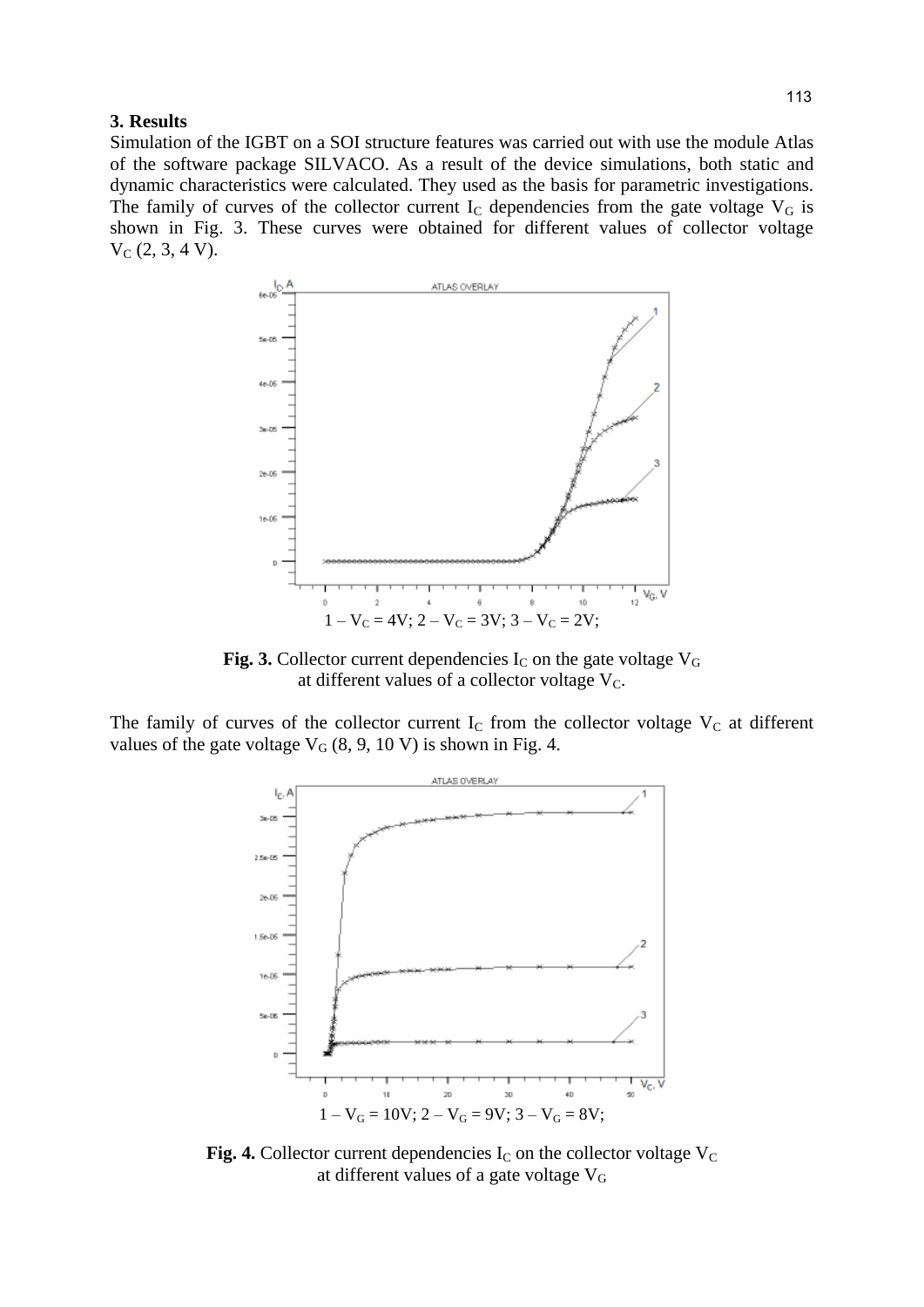### 3. Results

Simulation of the IGBT on a SOI structure features was carried out with use the module Atlas of the software package SILVACO. As a result of the device simulations, both static and dynamic characteristics were calculated. They used as the basis for parametric investigations. The family of curves of the collector current $I_C$ dependencies from the gate voltage $V_G$ is shown in Fig. 3. These curves were obtained for different values of collector voltage $V_C$ (2, 3, 4 V).

1 – $V_C$ = 4V; 2 – $V_C$ = 3V; 3 – $V_C$ = 2V;

**Fig. 3.** Collector current dependencies $I_C$ on the gate voltage $V_G$ at different values of a collector voltage $V_C$.

The family of curves of the collector current $I_C$ from the collector voltage $V_C$ at different values of the gate voltage $V_G$ (8, 9, 10 V) is shown in Fig. 4.

1 – $V_G$ = 10V; 2 – $V_G$ = 9V; 3 – $V_G$ = 8V;

**Fig. 4.** Collector current dependencies $I_C$ on the collector voltage $V_C$ at different values of a gate voltage $V_G$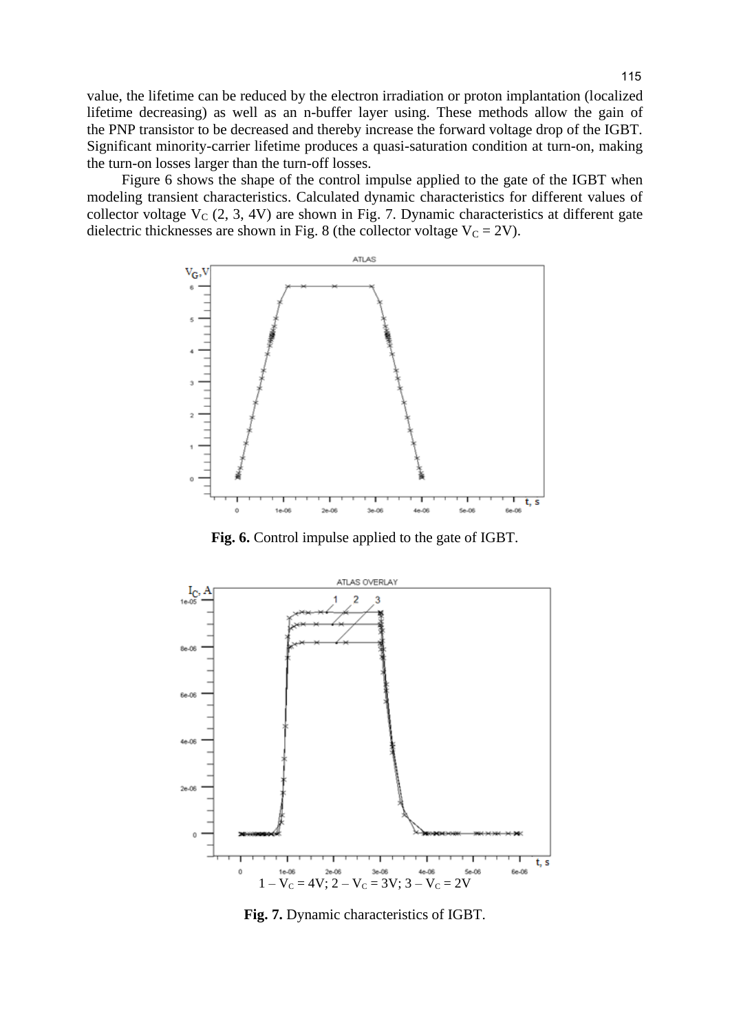value, the lifetime can be reduced by the electron irradiation or proton implantation (localized lifetime decreasing) as well as an n-buffer layer using. These methods allow the gain of the PNP transistor to be decreased and thereby increase the forward voltage drop of the IGBT. Significant minority-carrier lifetime produces a quasi-saturation condition at turn-on, making the turn-on losses larger than the turn-off losses.

Figure 6 shows the shape of the control impulse applied to the gate of the IGBT when modeling transient characteristics. Calculated dynamic characteristics for different values of collector voltage $V_C$ (2, 3, 4V) are shown in Fig. 7. Dynamic characteristics at different gate dielectric thicknesses are shown in Fig. 8 (the collector voltage $V_C$ = 2V).

**Fig. 6.** Control impulse applied to the gate of IGBT.

1 – $V_C$ = 4V; 2 – $V_C$ = 3V; 3 – $V_C$ = 2V

**Fig. 7.** Dynamic characteristics of IGBT.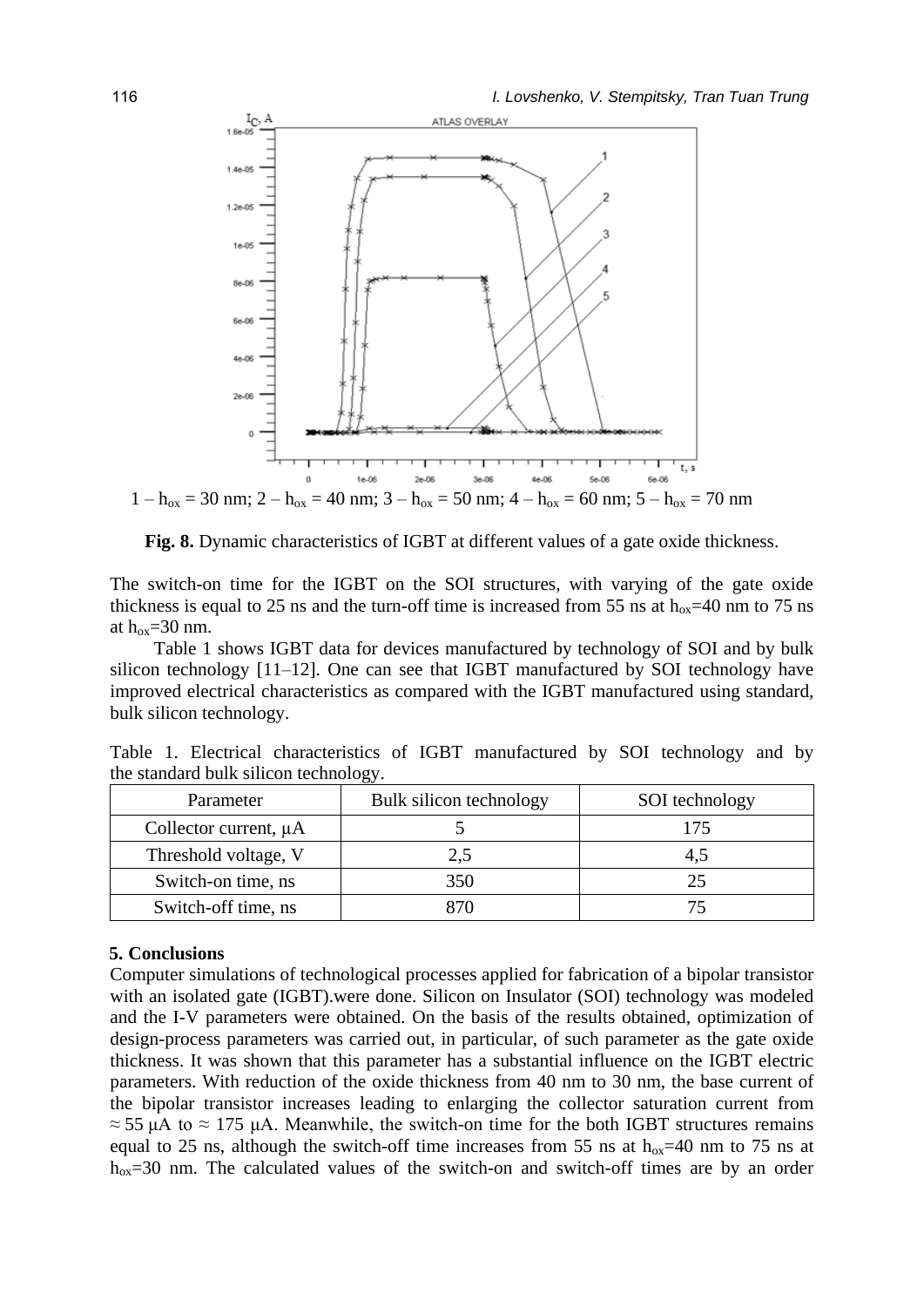$1 – h_{ox} = 30$ nm; $2 – h_{ox} = 40$ nm; $3 – h_{ox} = 50$ nm; $4 – h_{ox} = 60$ nm; $5 – h_{ox} = 70$ nm

**Fig. 8.** Dynamic characteristics of IGBT at different values of a gate oxide thickness.

The switch-on time for the IGBT on the SOI structures, with varying of the gate oxide thickness is equal to 25 ns and the turn-off time is increased from 55 ns at $h_{ox}$=40 nm to 75 ns at $h_{ox}$=30 nm.

Table 1 shows IGBT data for devices manufactured by technology of SOI and by bulk silicon technology [11–12]. One can see that IGBT manufactured by SOI technology have improved electrical characteristics as compared with the IGBT manufactured using standard, bulk silicon technology.

Table 1. Electrical characteristics of IGBT manufactured by SOI technology and by the standard bulk silicon technology.

| Parameter | Bulk silicon technology | SOI technology |
|---|---|---|
| Collector current, µA | 5 | 175 |
| Threshold voltage, V | 2,5 | 4,5 |
| Switch-on time, ns | 350 | 25 |
| Switch-off time, ns | 870 | 75 |

## 5. Conclusions

Computer simulations of technological processes applied for fabrication of a bipolar transistor with an isolated gate (IGBT).were done. Silicon on Insulator (SOI) technology was modeled and the I-V parameters were obtained. On the basis of the results obtained, optimization of design-process parameters was carried out, in particular, of such parameter as the gate oxide thickness. It was shown that this parameter has a substantial influence on the IGBT electric parameters. With reduction of the oxide thickness from 40 nm to 30 nm, the base current of the bipolar transistor increases leading to enlarging the collector saturation current from ≈ 55 µA to ≈ 175 µA. Meanwhile, the switch-on time for the both IGBT structures remains equal to 25 ns, although the switch-off time increases from 55 ns at $h_{ox}$=40 nm to 75 ns at $h_{ox}$=30 nm. The calculated values of the switch-on and switch-off times are by an order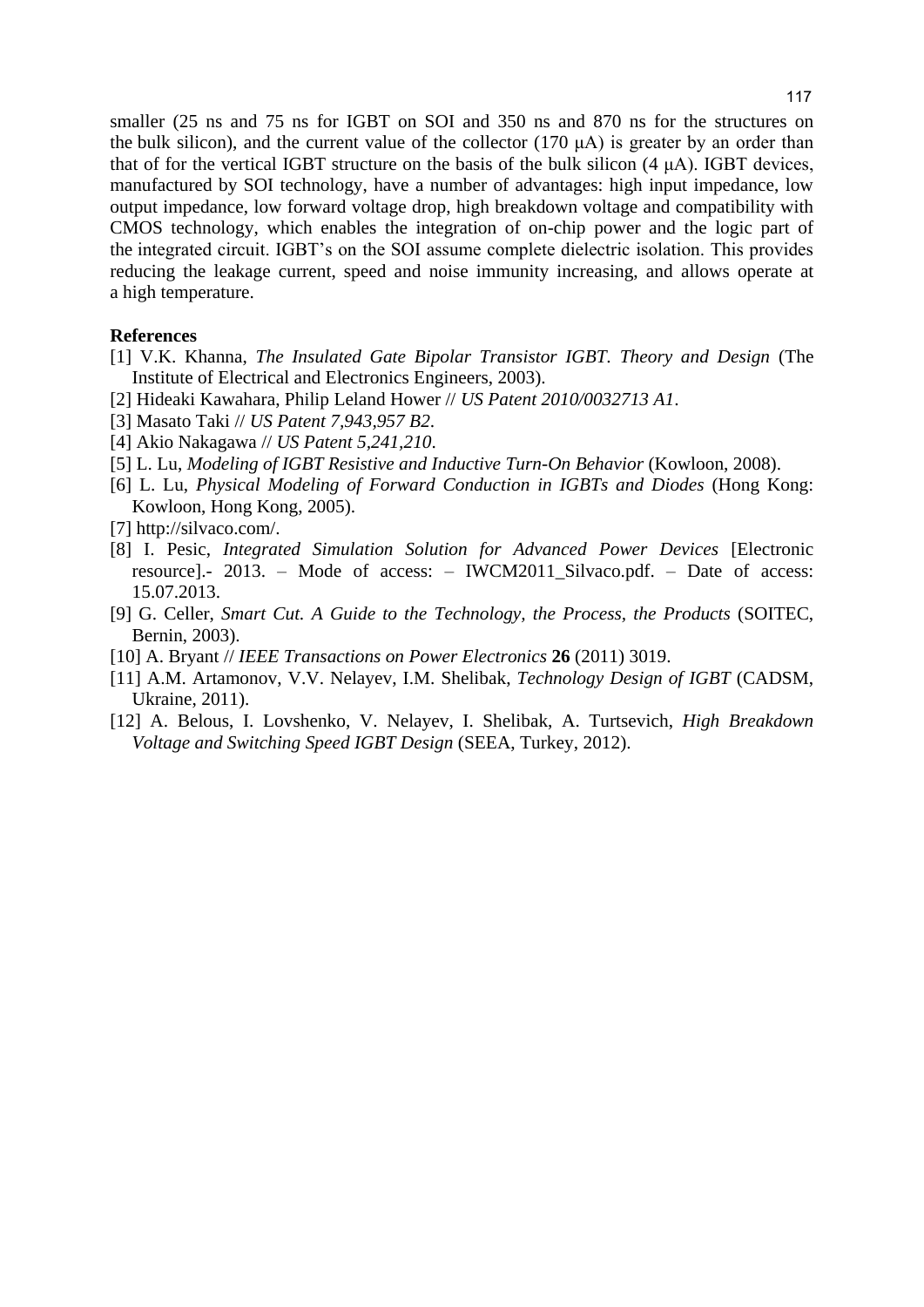smaller (25 ns and 75 ns for IGBT on SOI and 350 ns and 870 ns for the structures on the bulk silicon), and the current value of the collector (170 μA) is greater by an order than that of for the vertical IGBT structure on the basis of the bulk silicon (4 μA). IGBT devices, manufactured by SOI technology, have a number of advantages: high input impedance, low output impedance, low forward voltage drop, high breakdown voltage and compatibility with CMOS technology, which enables the integration of on-chip power and the logic part of the integrated circuit. IGBT's on the SOI assume complete dielectric isolation. This provides reducing the leakage current, speed and noise immunity increasing, and allows operate at a high temperature.

**References**

[1] V.K. Khanna, *The Insulated Gate Bipolar Transistor IGBT. Theory and Design* (The Institute of Electrical and Electronics Engineers, 2003).

[2] Hideaki Kawahara, Philip Leland Hower // *US Patent 2010/0032713 A1*.

[3] Masato Taki // *US Patent 7,943,957 B2*.

[4] Akio Nakagawa // *US Patent 5,241,210*.

[5] L. Lu, *Modeling of IGBT Resistive and Inductive Turn-On Behavior* (Kowloon, 2008).

[6] L. Lu, *Physical Modeling of Forward Conduction in IGBTs and Diodes* (Hong Kong: Kowloon, Hong Kong, 2005).

[7] http://silvaco.com/.

[8] I. Pesic, *Integrated Simulation Solution for Advanced Power Devices* [Electronic resource].- 2013. – Mode of access: – IWCM2011_Silvaco.pdf. – Date of access: 15.07.2013.

[9] G. Celler, *Smart Cut. A Guide to the Technology, the Process, the Products* (SOITEC, Bernin, 2003).

[10] A. Bryant // *IEEE Transactions on Power Electronics* **26** (2011) 3019.

[11] A.M. Artamonov, V.V. Nelayev, I.M. Shelibak, *Technology Design of IGBT* (CADSM, Ukraine, 2011).

[12] A. Belous, I. Lovshenko, V. Nelayev, I. Shelibak, A. Turtsevich, *High Breakdown Voltage and Switching Speed IGBT Design* (SEEA, Turkey, 2012).